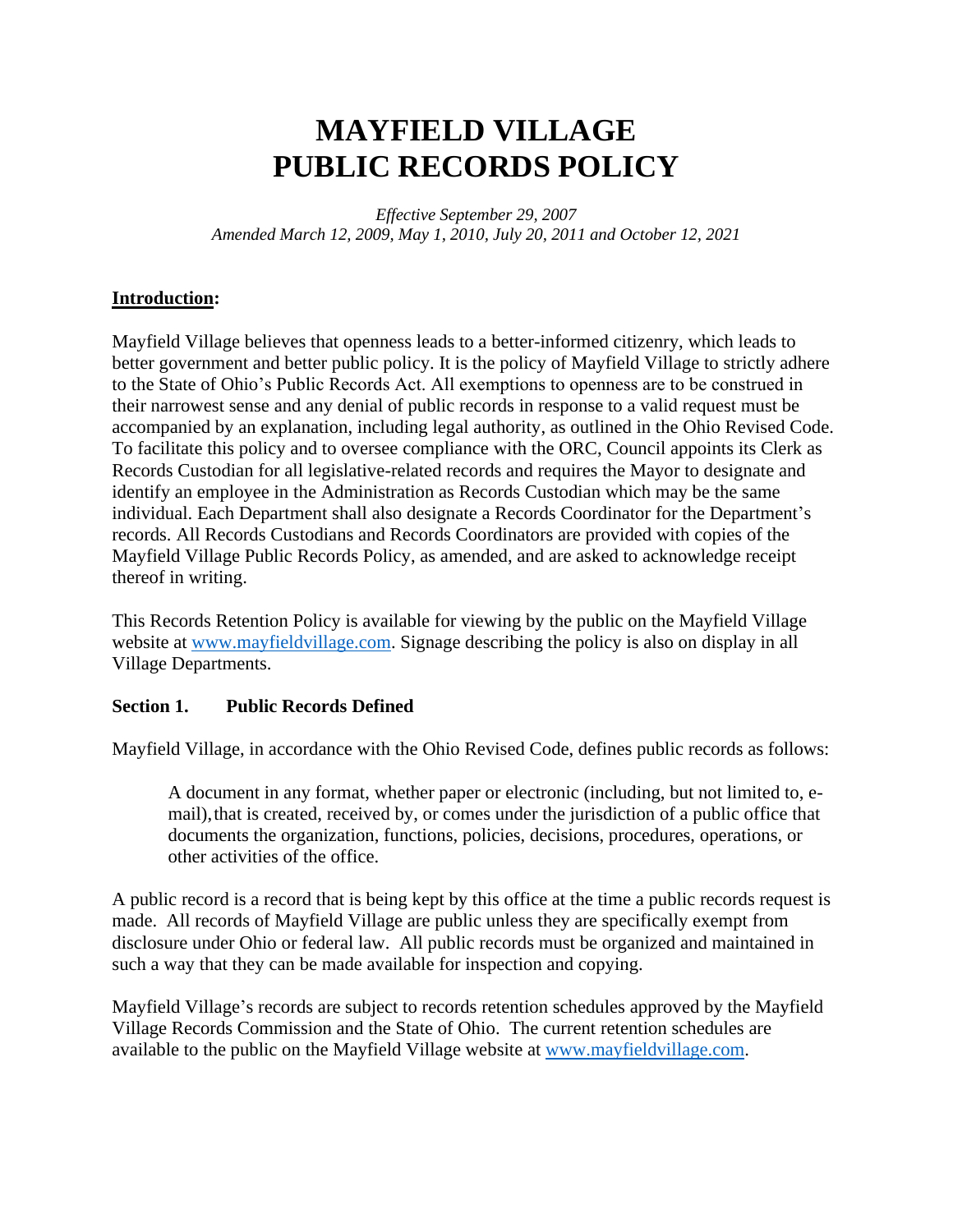# MAYFIELD VILLAGE
# PUBLIC RECORDS POLICY

*Effective September 29, 2007*
*Amended March 12, 2009, May 1, 2010, July 20, 2011 and October 12, 2021*

## Introduction:

Mayfield Village believes that openness leads to a better-informed citizenry, which leads to better government and better public policy. It is the policy of Mayfield Village to strictly adhere to the State of Ohio's Public Records Act. All exemptions to openness are to be construed in their narrowest sense and any denial of public records in response to a valid request must be accompanied by an explanation, including legal authority, as outlined in the Ohio Revised Code. To facilitate this policy and to oversee compliance with the ORC, Council appoints its Clerk as Records Custodian for all legislative-related records and requires the Mayor to designate and identify an employee in the Administration as Records Custodian which may be the same individual. Each Department shall also designate a Records Coordinator for the Department's records. All Records Custodians and Records Coordinators are provided with copies of the Mayfield Village Public Records Policy, as amended, and are asked to acknowledge receipt thereof in writing.

This Records Retention Policy is available for viewing by the public on the Mayfield Village website at [www.mayfieldvillage.com](www.mayfieldvillage.com). Signage describing the policy is also on display in all Village Departments.

### Section 1. Public Records Defined

Mayfield Village, in accordance with the Ohio Revised Code, defines public records as follows:

> A document in any format, whether paper or electronic (including, but not limited to, e-mail), that is created, received by, or comes under the jurisdiction of a public office that documents the organization, functions, policies, decisions, procedures, operations, or other activities of the office.

A public record is a record that is being kept by this office at the time a public records request is made. All records of Mayfield Village are public unless they are specifically exempt from disclosure under Ohio or federal law. All public records must be organized and maintained in such a way that they can be made available for inspection and copying.

Mayfield Village's records are subject to records retention schedules approved by the Mayfield Village Records Commission and the State of Ohio. The current retention schedules are available to the public on the Mayfield Village website at [www.mayfieldvillage.com](www.mayfieldvillage.com).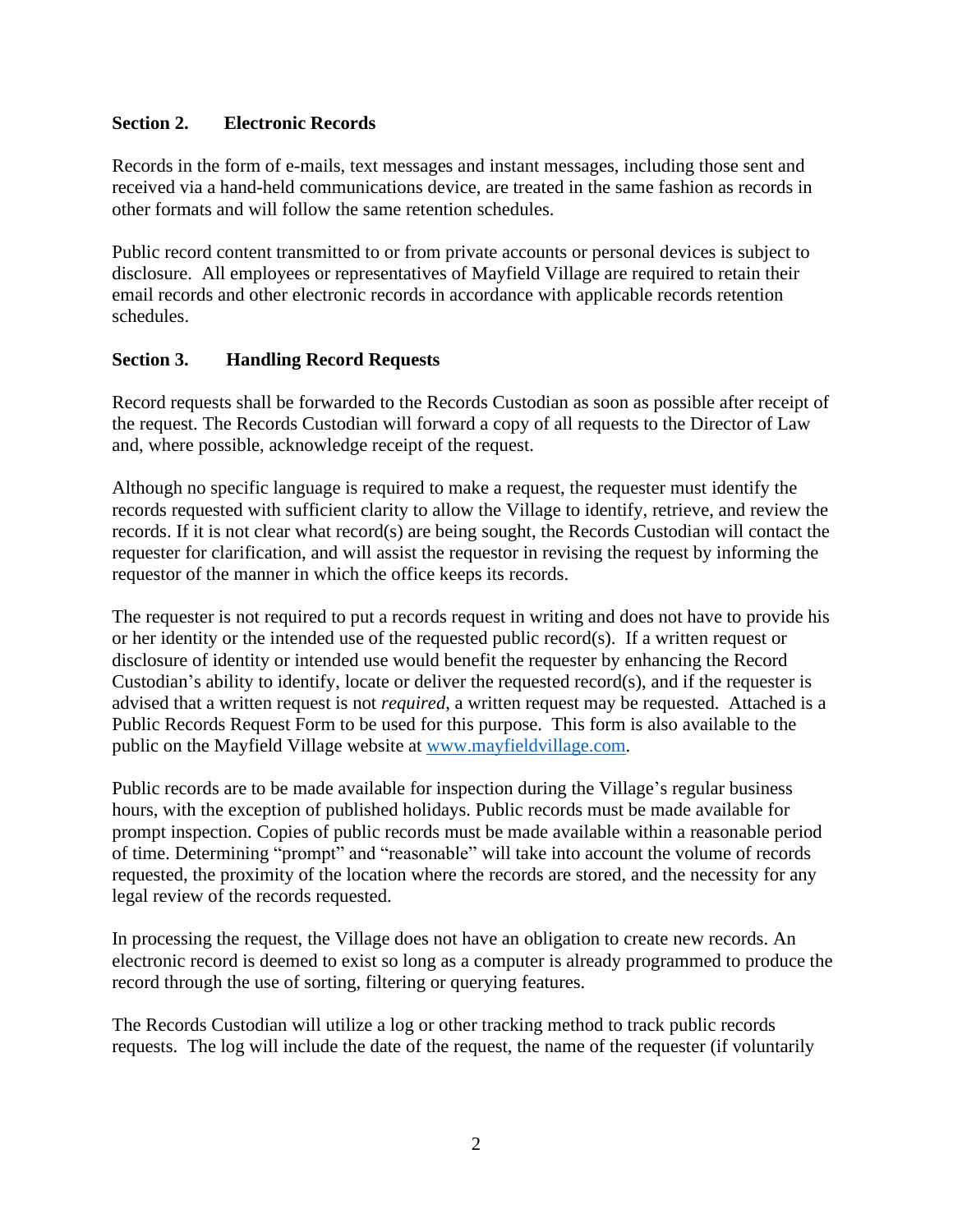## Section 2. Electronic Records

Records in the form of e-mails, text messages and instant messages, including those sent and received via a hand-held communications device, are treated in the same fashion as records in other formats and will follow the same retention schedules.

Public record content transmitted to or from private accounts or personal devices is subject to disclosure. All employees or representatives of Mayfield Village are required to retain their email records and other electronic records in accordance with applicable records retention schedules.

## Section 3. Handling Record Requests

Record requests shall be forwarded to the Records Custodian as soon as possible after receipt of the request. The Records Custodian will forward a copy of all requests to the Director of Law and, where possible, acknowledge receipt of the request.

Although no specific language is required to make a request, the requester must identify the records requested with sufficient clarity to allow the Village to identify, retrieve, and review the records. If it is not clear what record(s) are being sought, the Records Custodian will contact the requester for clarification, and will assist the requestor in revising the request by informing the requestor of the manner in which the office keeps its records.

The requester is not required to put a records request in writing and does not have to provide his or her identity or the intended use of the requested public record(s). If a written request or disclosure of identity or intended use would benefit the requester by enhancing the Record Custodian's ability to identify, locate or deliver the requested record(s), and if the requester is advised that a written request is not *required*, a written request may be requested. Attached is a Public Records Request Form to be used for this purpose. This form is also available to the public on the Mayfield Village website at [www.mayfieldvillage.com](http://www.mayfieldvillage.com).

Public records are to be made available for inspection during the Village's regular business hours, with the exception of published holidays. Public records must be made available for prompt inspection. Copies of public records must be made available within a reasonable period of time. Determining "prompt" and "reasonable" will take into account the volume of records requested, the proximity of the location where the records are stored, and the necessity for any legal review of the records requested.

In processing the request, the Village does not have an obligation to create new records. An electronic record is deemed to exist so long as a computer is already programmed to produce the record through the use of sorting, filtering or querying features.

The Records Custodian will utilize a log or other tracking method to track public records requests. The log will include the date of the request, the name of the requester (if voluntarily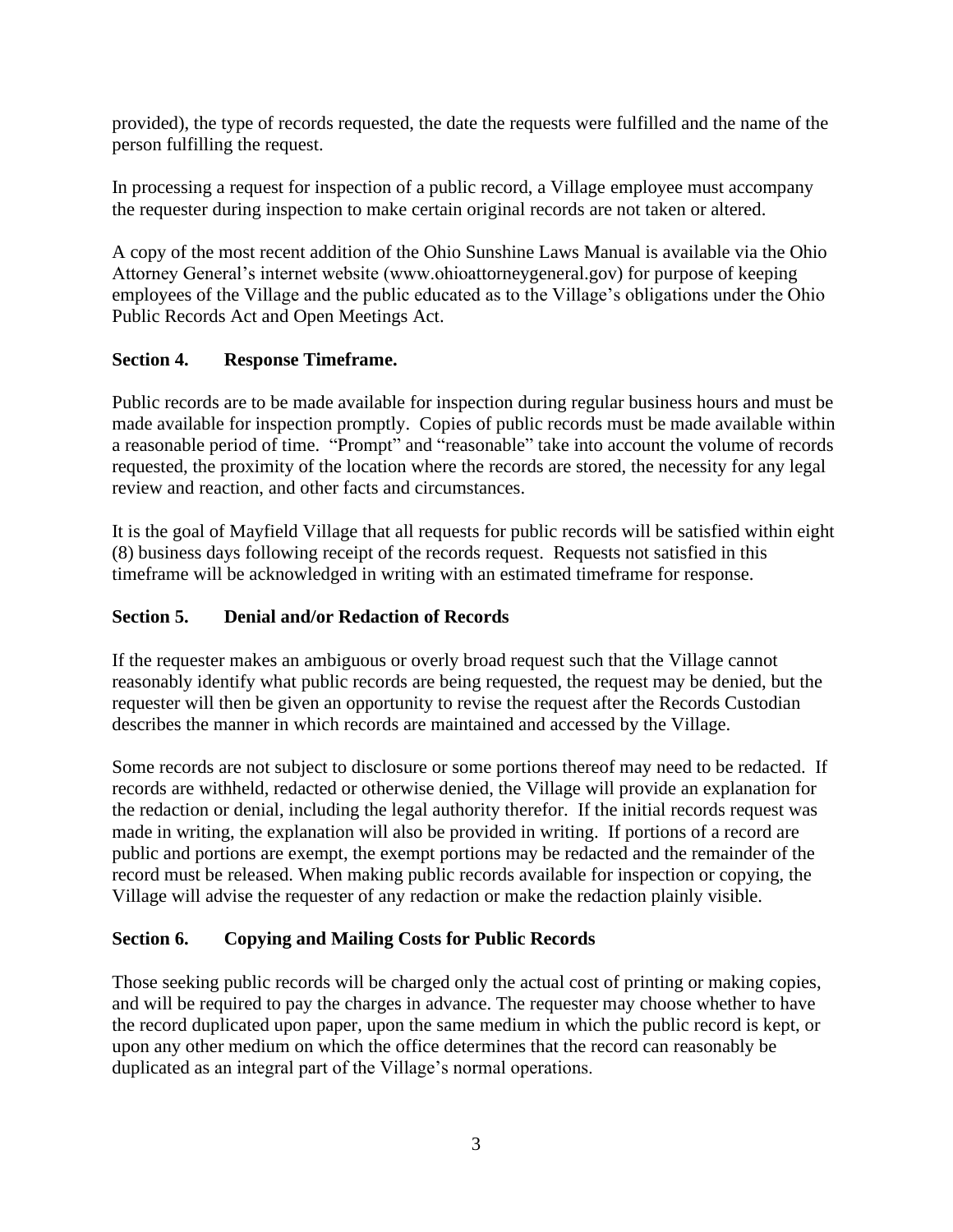provided), the type of records requested, the date the requests were fulfilled and the name of the person fulfilling the request.

In processing a request for inspection of a public record, a Village employee must accompany the requester during inspection to make certain original records are not taken or altered.

A copy of the most recent addition of the Ohio Sunshine Laws Manual is available via the Ohio Attorney General's internet website (www.ohioattorneygeneral.gov) for purpose of keeping employees of the Village and the public educated as to the Village's obligations under the Ohio Public Records Act and Open Meetings Act.

**Section 4. Response Timeframe.**

Public records are to be made available for inspection during regular business hours and must be made available for inspection promptly. Copies of public records must be made available within a reasonable period of time. "Prompt" and "reasonable" take into account the volume of records requested, the proximity of the location where the records are stored, the necessity for any legal review and reaction, and other facts and circumstances.

It is the goal of Mayfield Village that all requests for public records will be satisfied within eight (8) business days following receipt of the records request. Requests not satisfied in this timeframe will be acknowledged in writing with an estimated timeframe for response.

**Section 5. Denial and/or Redaction of Records**

If the requester makes an ambiguous or overly broad request such that the Village cannot reasonably identify what public records are being requested, the request may be denied, but the requester will then be given an opportunity to revise the request after the Records Custodian describes the manner in which records are maintained and accessed by the Village.

Some records are not subject to disclosure or some portions thereof may need to be redacted. If records are withheld, redacted or otherwise denied, the Village will provide an explanation for the redaction or denial, including the legal authority therefor. If the initial records request was made in writing, the explanation will also be provided in writing. If portions of a record are public and portions are exempt, the exempt portions may be redacted and the remainder of the record must be released. When making public records available for inspection or copying, the Village will advise the requester of any redaction or make the redaction plainly visible.

**Section 6. Copying and Mailing Costs for Public Records**

Those seeking public records will be charged only the actual cost of printing or making copies, and will be required to pay the charges in advance. The requester may choose whether to have the record duplicated upon paper, upon the same medium in which the public record is kept, or upon any other medium on which the office determines that the record can reasonably be duplicated as an integral part of the Village's normal operations.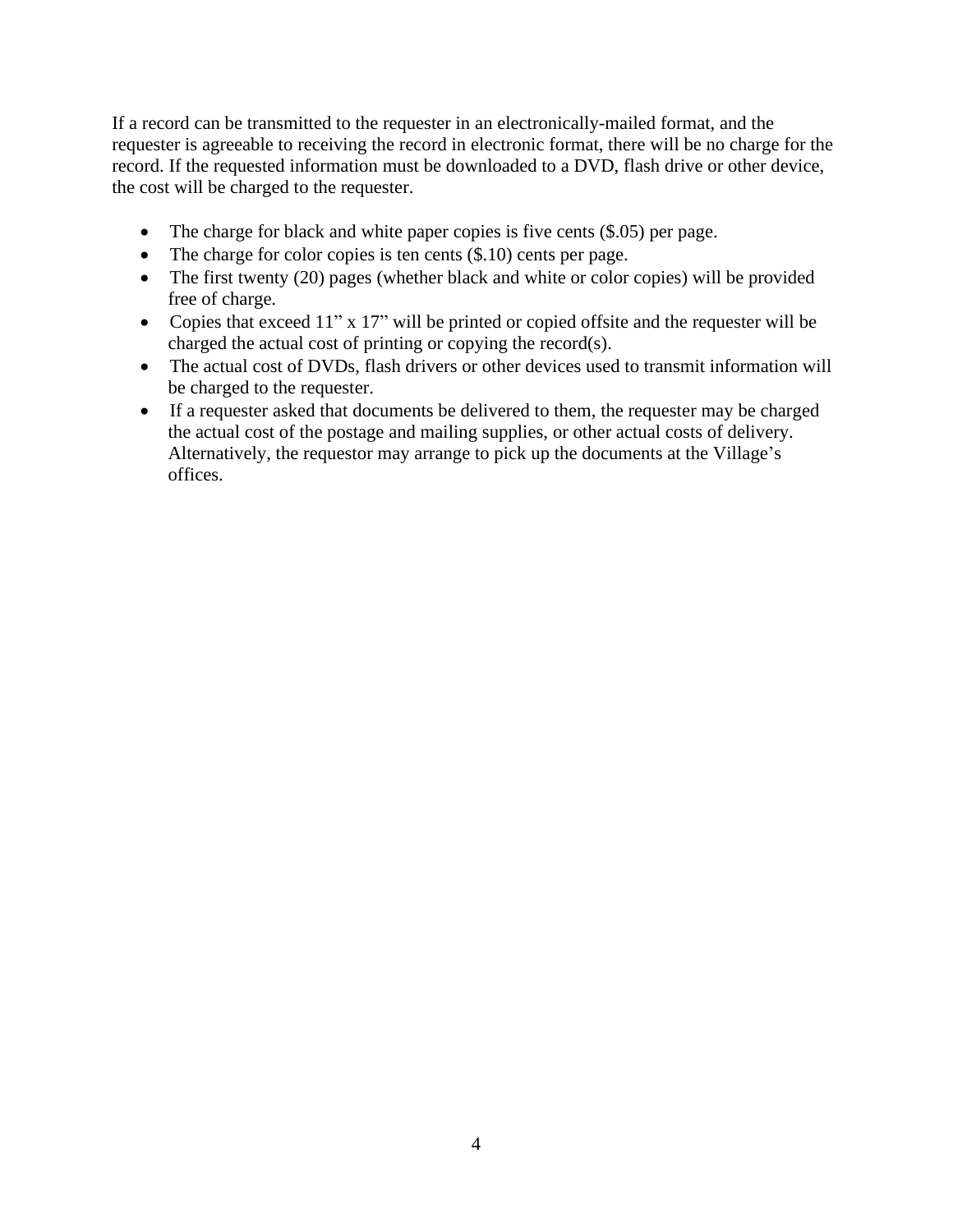If a record can be transmitted to the requester in an electronically-mailed format, and the requester is agreeable to receiving the record in electronic format, there will be no charge for the record. If the requested information must be downloaded to a DVD, flash drive or other device, the cost will be charged to the requester.

- The charge for black and white paper copies is five cents ($.05) per page.
- The charge for color copies is ten cents ($.10) cents per page.
- The first twenty (20) pages (whether black and white or color copies) will be provided free of charge.
- Copies that exceed 11” x 17” will be printed or copied offsite and the requester will be charged the actual cost of printing or copying the record(s).
- The actual cost of DVDs, flash drivers or other devices used to transmit information will be charged to the requester.
- If a requester asked that documents be delivered to them, the requester may be charged the actual cost of the postage and mailing supplies, or other actual costs of delivery. Alternatively, the requestor may arrange to pick up the documents at the Village’s offices.